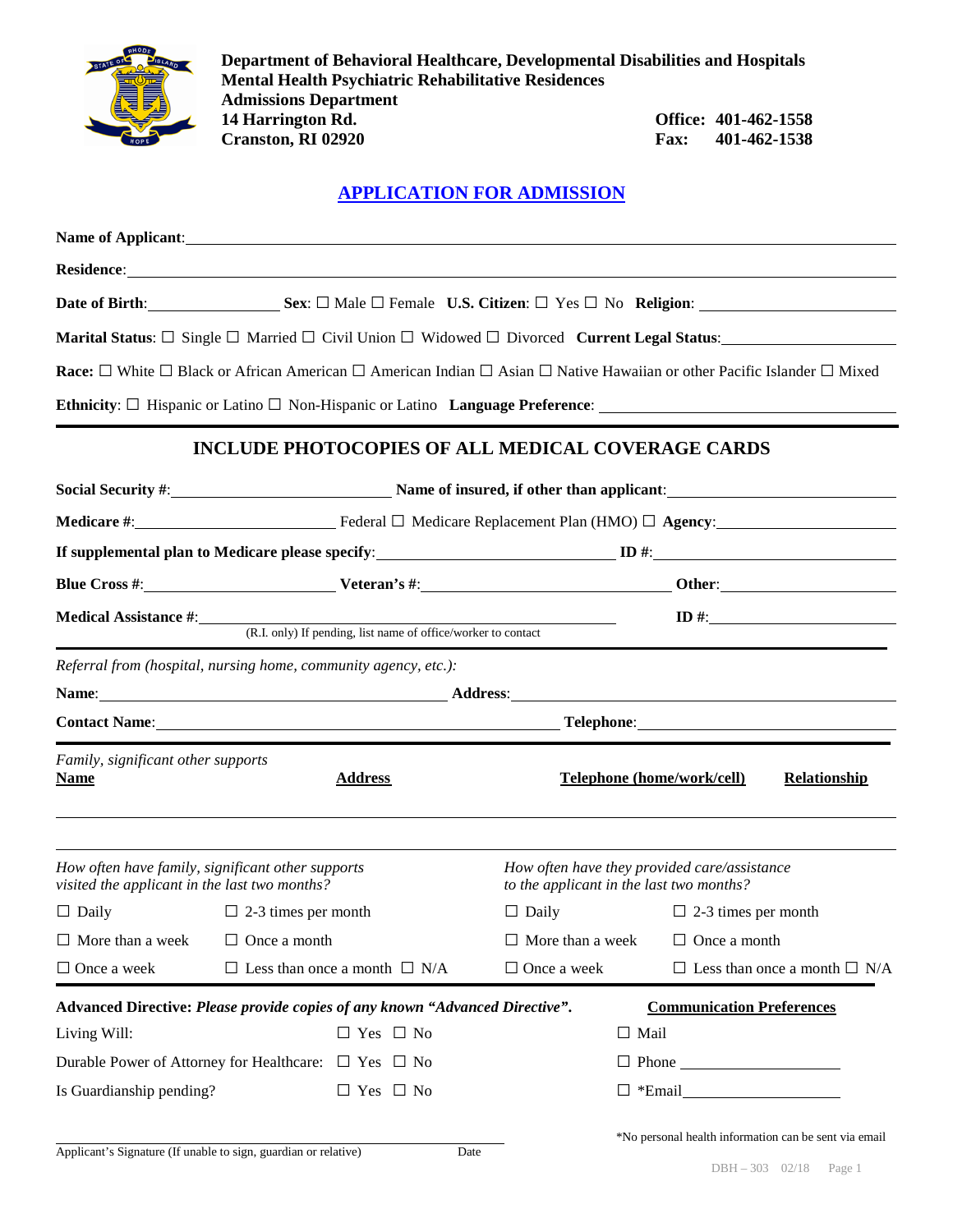**Department of Behavioral Healthcare, Developmental Disabilities and Hospitals**
**Mental Health Psychiatric Rehabilitative Residences**
**Admissions Department**
**14 Harrington Rd.**
**Cranston, RI 02920**

**Office: 401-462-1558**
**Fax: 401-462-1538**

# APPLICATION FOR ADMISSION

**Name of Applicant**: ______________________________

**Residence**: ______________________________

**Date of Birth**: ____________ **Sex**: ☐ Male ☐ Female **U.S. Citizen**: ☐ Yes ☐ No **Religion**: ____________

**Marital Status**: ☐ Single ☐ Married ☐ Civil Union ☐ Widowed ☐ Divorced **Current Legal Status**: ____________

**Race:** ☐ White ☐ Black or African American ☐ American Indian ☐ Asian ☐ Native Hawaiian or other Pacific Islander ☐ Mixed

**Ethnicity**: ☐ Hispanic or Latino ☐ Non-Hispanic or Latino **Language Preference**: ____________

## INCLUDE PHOTOCOPIES OF ALL MEDICAL COVERAGE CARDS

**Social Security #**: ____________ **Name of insured, if other than applicant**: ____________

**Medicare #**: ____________ Federal ☐ Medicare Replacement Plan (HMO) ☐ **Agency**: ____________

**If supplemental plan to Medicare please specify**: ____________ **ID #**: ____________

**Blue Cross #**: ____________ **Veteran's #**: ____________ **Other**: ____________

**Medical Assistance #**: ____________ **ID #**: ____________
(R.I. only) If pending, list name of office/worker to contact

*Referral from (hospital, nursing home, community agency, etc.):*

**Name**: ____________ **Address**: ____________

**Contact Name**: ____________ **Telephone**: ____________

*Family, significant other supports*

| Name | Address | Telephone (home/work/cell) | Relationship |
|---|---|---|---|
| | | | |
| | | | |

*How often have family, significant other supports visited the applicant in the last two months?*

☐ Daily ☐ 2-3 times per month
☐ More than a week ☐ Once a month
☐ Once a week ☐ Less than once a month ☐ N/A

*How often have they provided care/assistance to the applicant in the last two months?*

☐ Daily ☐ 2-3 times per month
☐ More than a week ☐ Once a month
☐ Once a week ☐ Less than once a month ☐ N/A

**Advanced Directive:** ***Please provide copies of any known "Advanced Directive".***

Living Will: ☐ Yes ☐ No

Durable Power of Attorney for Healthcare: ☐ Yes ☐ No

Is Guardianship pending? ☐ Yes ☐ No

**Communication Preferences**

☐ Mail

☐ Phone ____________

☐ *Email ____________

*No personal health information can be sent via email

______________________________ ____________
Applicant's Signature (If unable to sign, guardian or relative) Date

DBH – 303 02/18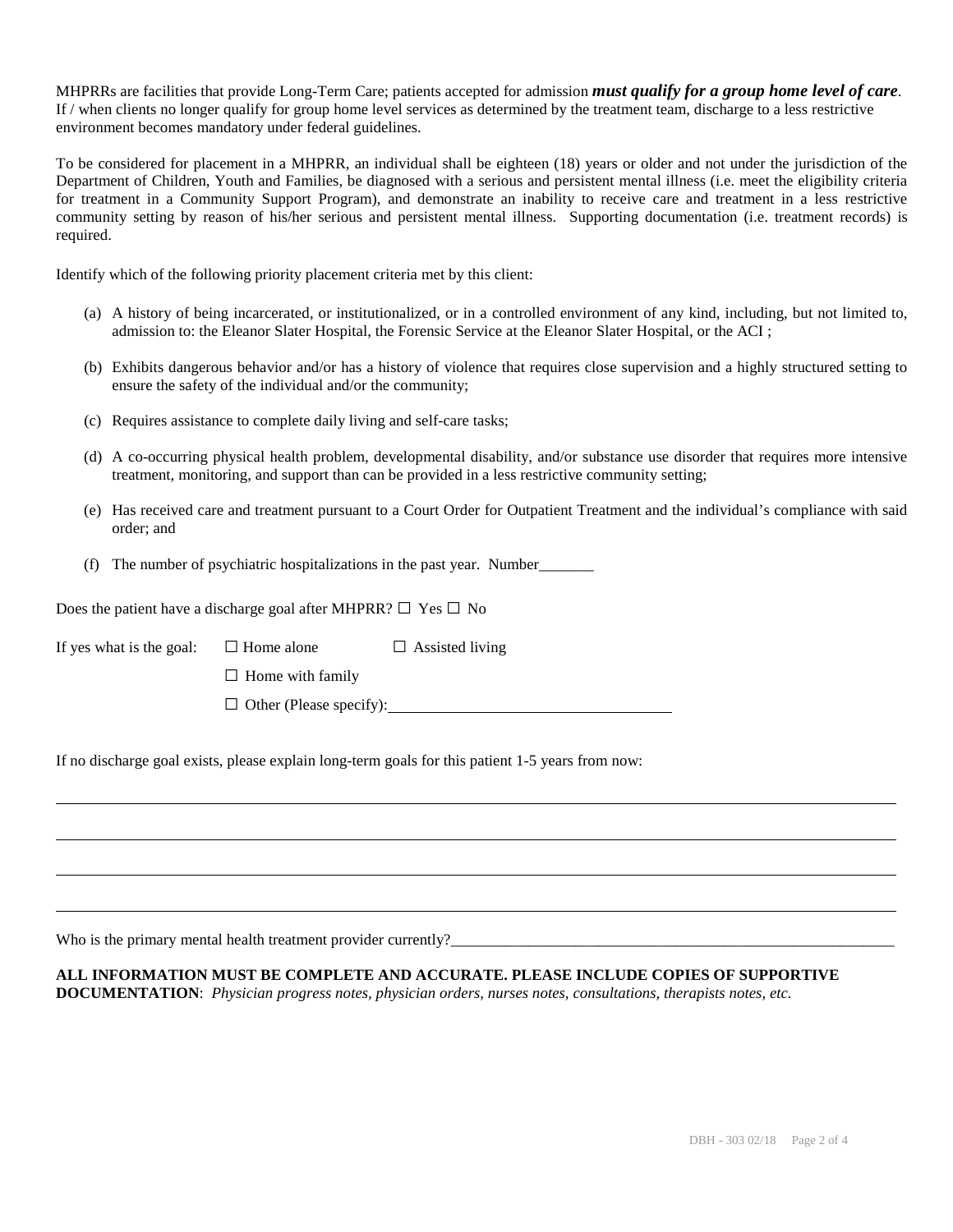MHPRRs are facilities that provide Long-Term Care; patients accepted for admission ***must qualify for a group home level of care***. If / when clients no longer qualify for group home level services as determined by the treatment team, discharge to a less restrictive environment becomes mandatory under federal guidelines.

To be considered for placement in a MHPRR, an individual shall be eighteen (18) years or older and not under the jurisdiction of the Department of Children, Youth and Families, be diagnosed with a serious and persistent mental illness (i.e. meet the eligibility criteria for treatment in a Community Support Program), and demonstrate an inability to receive care and treatment in a less restrictive community setting by reason of his/her serious and persistent mental illness. Supporting documentation (i.e. treatment records) is required.

Identify which of the following priority placement criteria met by this client:

(a) A history of being incarcerated, or institutionalized, or in a controlled environment of any kind, including, but not limited to, admission to: the Eleanor Slater Hospital, the Forensic Service at the Eleanor Slater Hospital, or the ACI ;

(b) Exhibits dangerous behavior and/or has a history of violence that requires close supervision and a highly structured setting to ensure the safety of the individual and/or the community;

(c) Requires assistance to complete daily living and self-care tasks;

(d) A co-occurring physical health problem, developmental disability, and/or substance use disorder that requires more intensive treatment, monitoring, and support than can be provided in a less restrictive community setting;

(e) Has received care and treatment pursuant to a Court Order for Outpatient Treatment and the individual's compliance with said order; and

(f) The number of psychiatric hospitalizations in the past year. Number_______

Does the patient have a discharge goal after MHPRR? ☐ Yes ☐ No

If yes what is the goal: ☐ Home alone ☐ Assisted living

☐ Home with family

☐ Other (Please specify): ____________________________________

If no discharge goal exists, please explain long-term goals for this patient 1-5 years from now:

______________________________________________________________________________

______________________________________________________________________________

______________________________________________________________________________

______________________________________________________________________________

Who is the primary mental health treatment provider currently?____________________________________________________________

**ALL INFORMATION MUST BE COMPLETE AND ACCURATE. PLEASE INCLUDE COPIES OF SUPPORTIVE DOCUMENTATION**: *Physician progress notes, physician orders, nurses notes, consultations, therapists notes, etc.*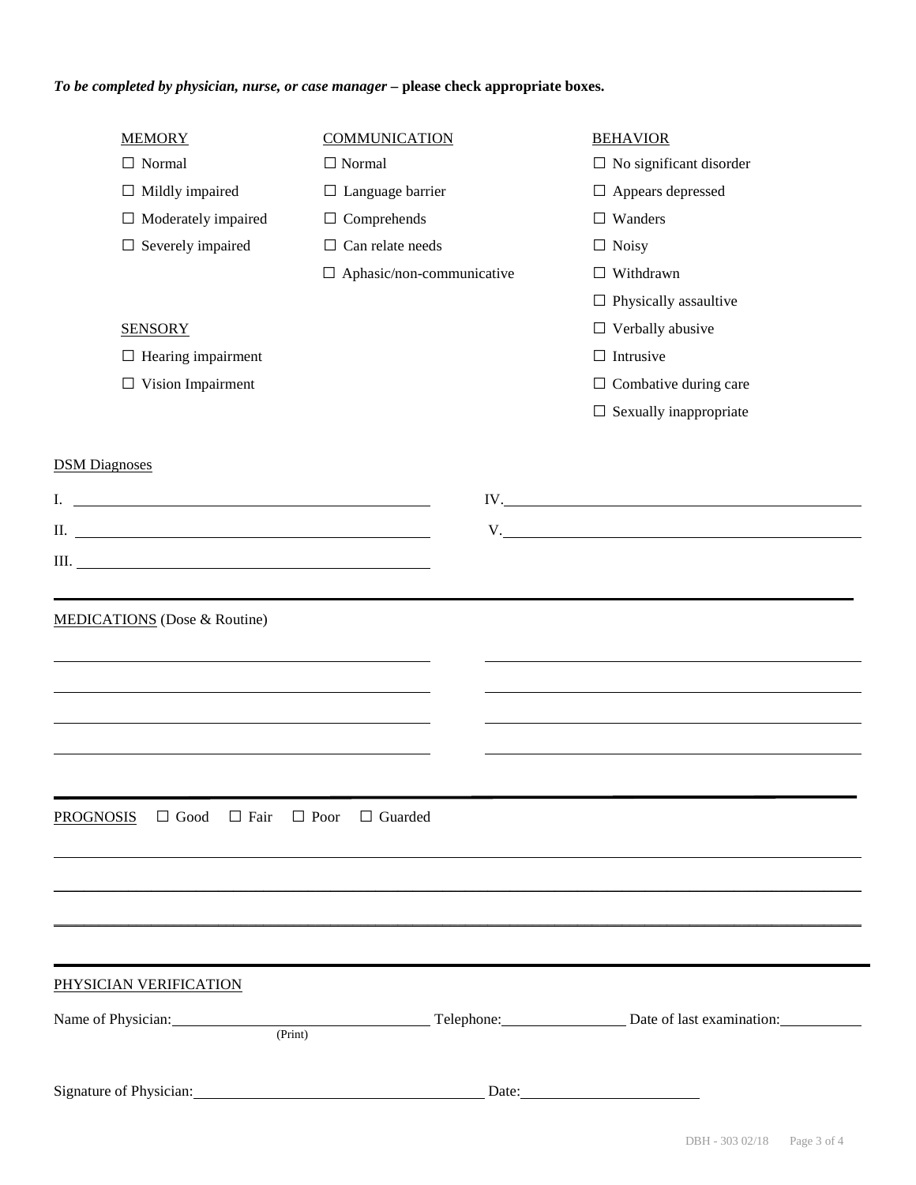***To be completed by physician, nurse, or case manager* – please check appropriate boxes.**

MEMORY
- ☐ Normal
- ☐ Mildly impaired
- ☐ Moderately impaired
- ☐ Severely impaired

COMMUNICATION
- ☐ Normal
- ☐ Language barrier
- ☐ Comprehends
- ☐ Can relate needs
- ☐ Aphasic/non-communicative

BEHAVIOR
- ☐ No significant disorder
- ☐ Appears depressed
- ☐ Wanders
- ☐ Noisy
- ☐ Withdrawn
- ☐ Physically assaultive
- ☐ Verbally abusive
- ☐ Intrusive
- ☐ Combative during care
- ☐ Sexually inappropriate

SENSORY
- ☐ Hearing impairment
- ☐ Vision Impairment

DSM Diagnoses

I. ______________________________

II. ______________________________

III. ______________________________

IV. ______________________________

V. ______________________________

---

MEDICATIONS (Dose & Routine)

______________________________ ______________________________

______________________________ ______________________________

______________________________ ______________________________

______________________________ ______________________________

---

PROGNOSIS ☐ Good ☐ Fair ☐ Poor ☐ Guarded

____________________________________________________________

____________________________________________________________

____________________________________________________________

---

PHYSICIAN VERIFICATION

Name of Physician: ______________________ (Print) Telephone: ______________ Date of last examination: __________

Signature of Physician: ______________________ Date: ______________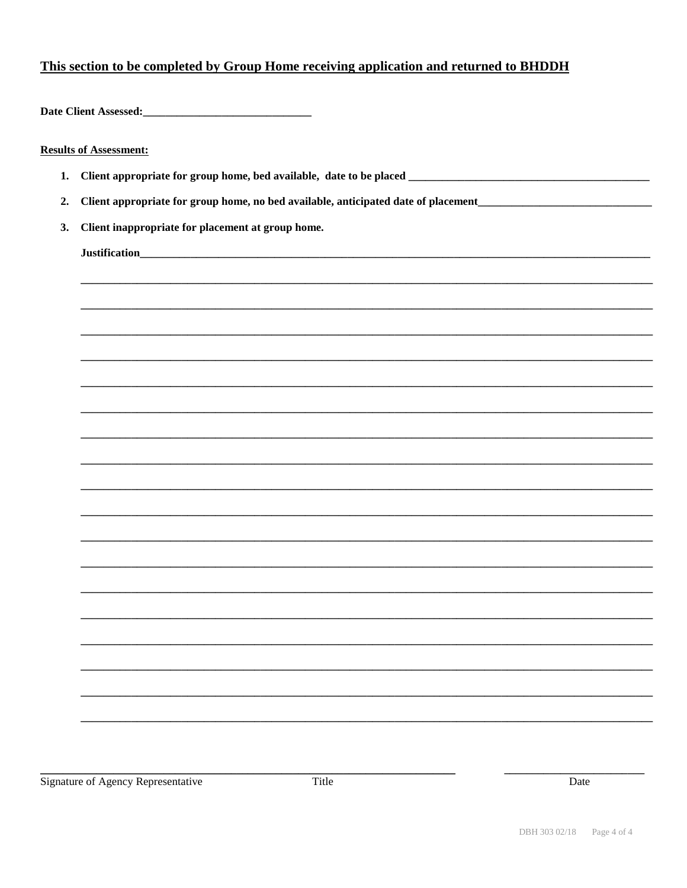**<u>This section to be completed by Group Home receiving application and returned to BHDDH</u>**

**Date Client Assessed:______________________________**

**<u>Results of Assessment:</u>**

1. **Client appropriate for group home, bed available, date to be placed ___________________________________________**
2. **Client appropriate for group home, no bed available, anticipated date of placement______________________________**
3. **Client inappropriate for placement at group home.**

   **Justification___________________________________________________________________________________________**

   _____________________________________________________________________________________________________

   _____________________________________________________________________________________________________

   _____________________________________________________________________________________________________

   _____________________________________________________________________________________________________

   _____________________________________________________________________________________________________

   _____________________________________________________________________________________________________

   _____________________________________________________________________________________________________

   _____________________________________________________________________________________________________

   _____________________________________________________________________________________________________

   _____________________________________________________________________________________________________

   _____________________________________________________________________________________________________

   _____________________________________________________________________________________________________

   _____________________________________________________________________________________________________

   _____________________________________________________________________________________________________

   _____________________________________________________________________________________________________

   _____________________________________________________________________________________________________

   _____________________________________________________________________________________________________

   _____________________________________________________________________________________________________

_______________________________________________________________________ ________________________

Signature of Agency Representative Title Date

DBH 303 02/18